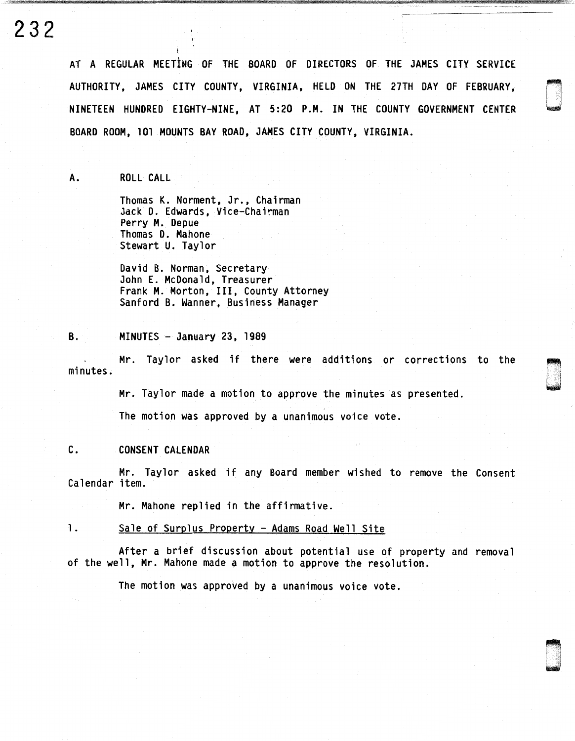AT A REGULAR MEETING OF THE BOARD OF DIRECTORS OF THE JAMES CITY SERVICE AUTHORITY, JAMES CITY COUNTY, VIRGINIA, HELD ON THE 27TH DAY OF FEBRUARY, NINETEEN HUNDRED EIGHTY-NINE, AT 5:20 P.M. IN THE COUNTY GOVERNMENT CENTER BOARD ROOM, 101 MOUNTS BAY ROAD, JAMES CITY COUNTY, VIRGINIA.

A. ROLL CALL

Thomas K. Norment, Jr., Chairman
Jack D. Edwards, Vice-Chairman
Perry M. Depue
Thomas D. Mahone
Stewart U. Taylor

David B. Norman, Secretary
John E. McDonald, Treasurer
Frank M. Morton, III, County Attorney
Sanford B. Wanner, Business Manager

B. MINUTES - January 23, 1989

Mr. Taylor asked if there were additions or corrections to the minutes.

Mr. Taylor made a motion to approve the minutes as presented.

The motion was approved by a unanimous voice vote.

C. CONSENT CALENDAR

Mr. Taylor asked if any Board member wished to remove the Consent Calendar item.

Mr. Mahone replied in the affirmative.

1. Sale of Surplus Property - Adams Road Well Site

After a brief discussion about potential use of property and removal of the well, Mr. Mahone made a motion to approve the resolution.

The motion was approved by a unanimous voice vote.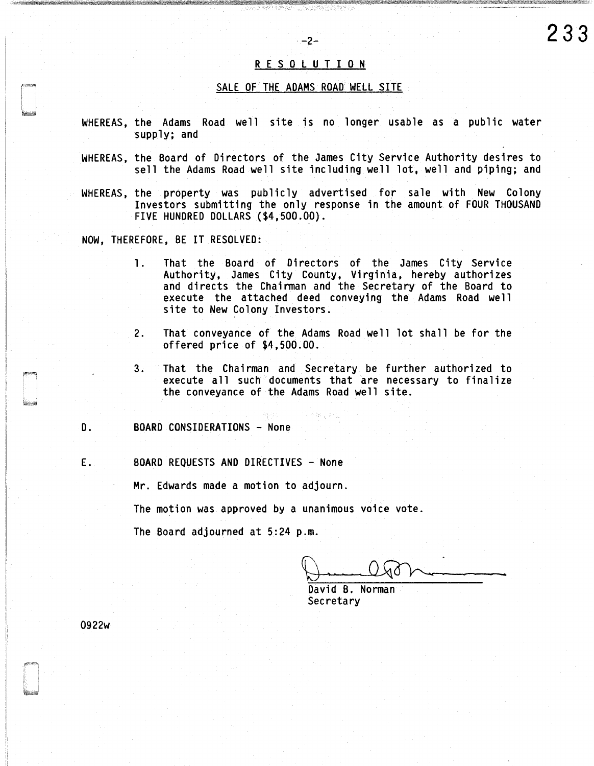## RESOLUTION

### SALE OF THE ADAMS ROAD WELL SITE

WHEREAS, the Adams Road well site is no longer usable as a public water supply; and

WHEREAS, the Board of Directors of the James City Service Authority desires to sell the Adams Road well site including well lot, well and piping; and

WHEREAS, the property was publicly advertised for sale with New Colony Investors submitting the only response in the amount of FOUR THOUSAND FIVE HUNDRED DOLLARS ($4,500.00).

NOW, THEREFORE, BE IT RESOLVED:

1. That the Board of Directors of the James City Service Authority, James City County, Virginia, hereby authorizes and directs the Chairman and the Secretary of the Board to execute the attached deed conveying the Adams Road well site to New Colony Investors.

2. That conveyance of the Adams Road well lot shall be for the offered price of $4,500.00.

3. That the Chairman and Secretary be further authorized to execute all such documents that are necessary to finalize the conveyance of the Adams Road well site.

D. BOARD CONSIDERATIONS - None

E. BOARD REQUESTS AND DIRECTIVES - None

Mr. Edwards made a motion to adjourn.

The motion was approved by a unanimous voice vote.

The Board adjourned at 5:24 p.m.

David B. Norman
Secretary

0922w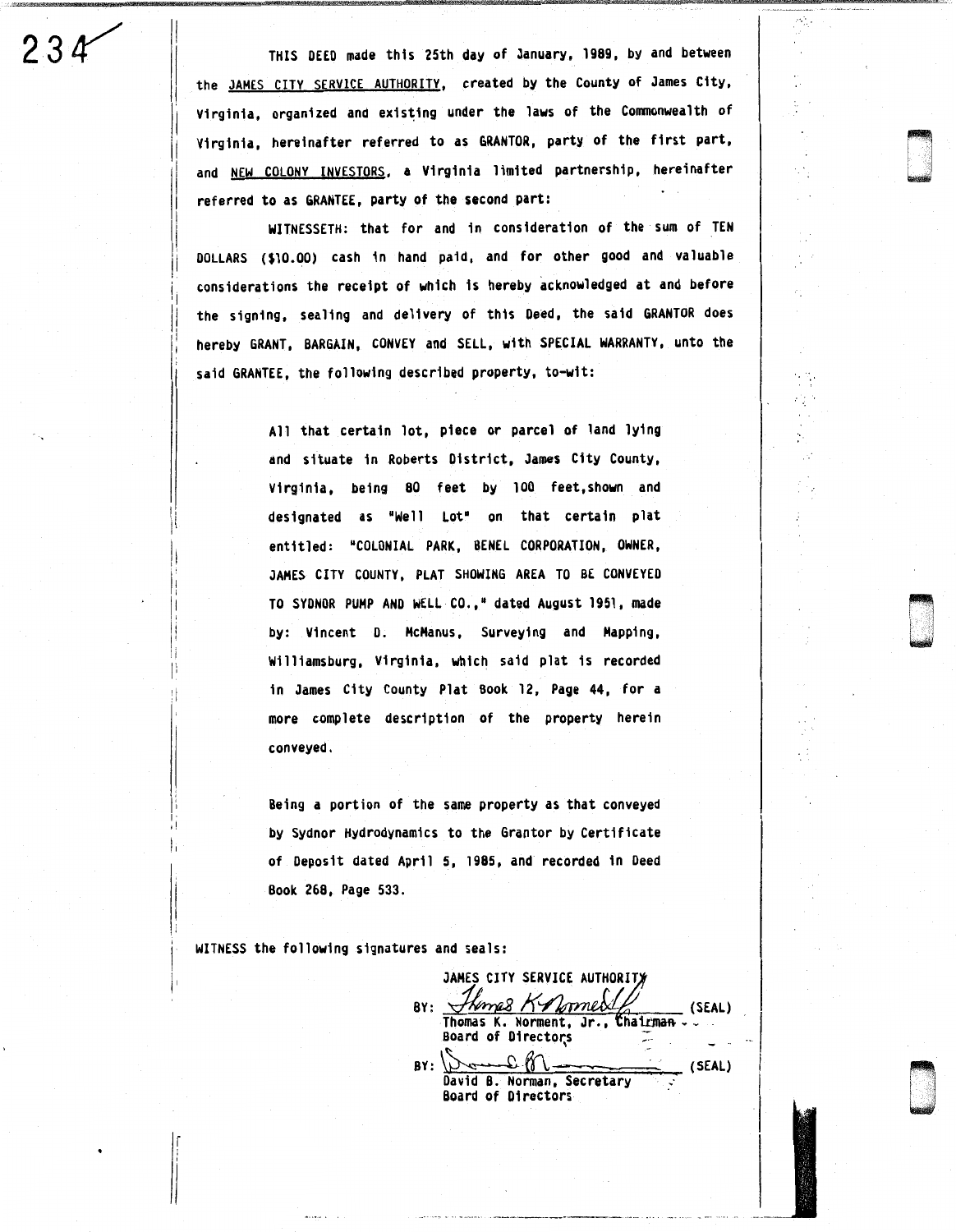THIS DEED made this 25th day of January, 1989, by and between the JAMES CITY SERVICE AUTHORITY, created by the County of James City, Virginia, organized and existing under the laws of the Commonwealth of Virginia, hereinafter referred to as GRANTOR, party of the first part, and NEW COLONY INVESTORS, a Virginia limited partnership, hereinafter referred to as GRANTEE, party of the second part:

WITNESSETH: that for and in consideration of the sum of TEN DOLLARS ($10.00) cash in hand paid, and for other good and valuable considerations the receipt of which is hereby acknowledged at and before the signing, sealing and delivery of this Deed, the said GRANTOR does hereby GRANT, BARGAIN, CONVEY and SELL, with SPECIAL WARRANTY, unto the said GRANTEE, the following described property, to-wit:

> All that certain lot, piece or parcel of land lying and situate in Roberts District, James City County, Virginia, being 80 feet by 100 feet, shown and designated as "Well Lot" on that certain plat entitled: "COLONIAL PARK, BENEL CORPORATION, OWNER, JAMES CITY COUNTY, PLAT SHOWING AREA TO BE CONVEYED TO SYDNOR PUMP AND WELL CO.," dated August 1951, made by: Vincent D. McManus, Surveying and Mapping, Williamsburg, Virginia, which said plat is recorded in James City County Plat Book 12, Page 44, for a more complete description of the property herein conveyed.
>
> Being a portion of the same property as that conveyed by Sydnor Hydrodynamics to the Grantor by Certificate of Deposit dated April 5, 1985, and recorded in Deed Book 268, Page 533.

WITNESS the following signatures and seals:

JAMES CITY SERVICE AUTHORITY

BY: _Thomas K. Norment_ (SEAL)
Thomas K. Norment, Jr., Chairman
Board of Directors

BY: _[signature]_ (SEAL)
David B. Norman, Secretary
Board of Directors